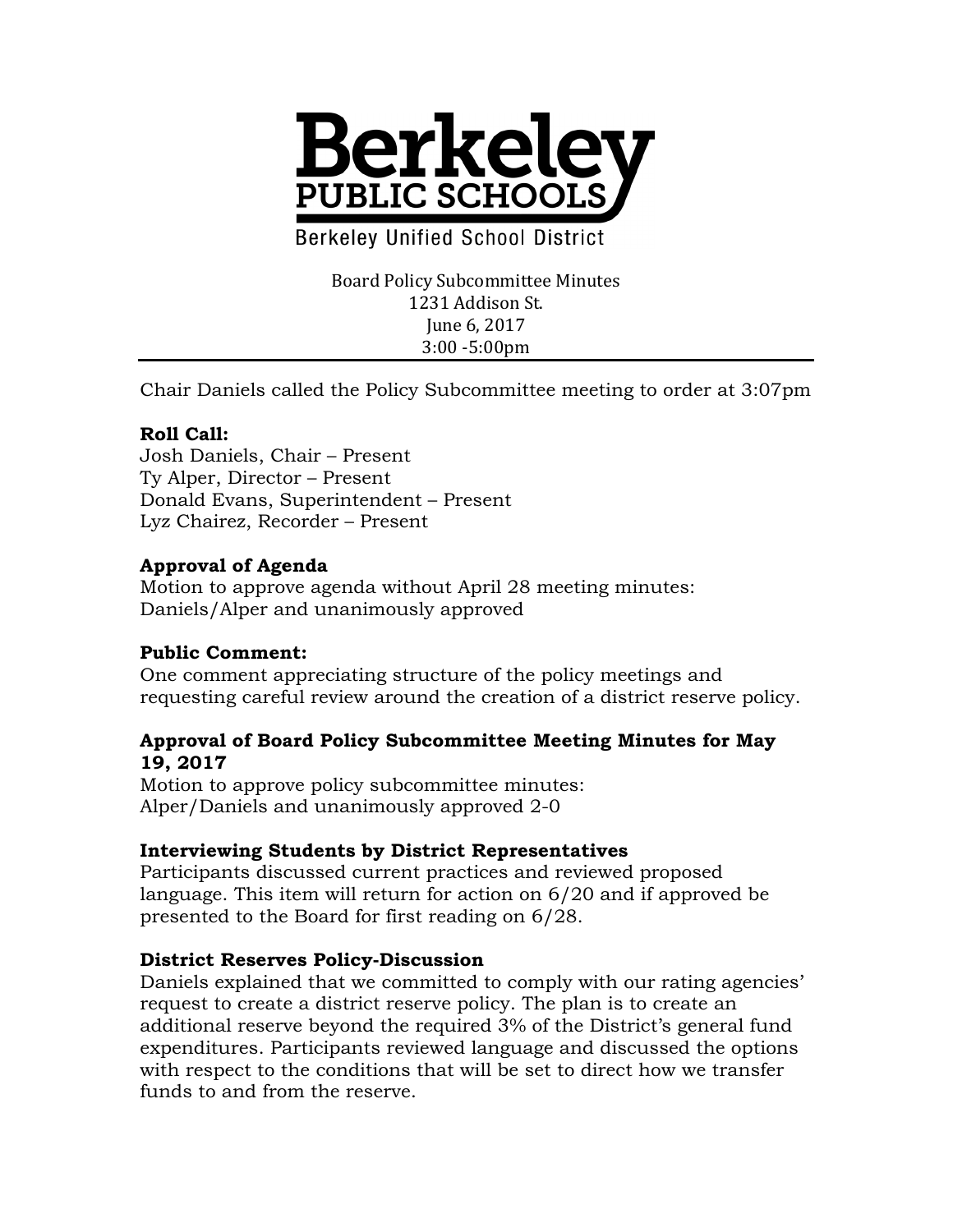# Berkeley PUBLIC SCHOOLS

Berkeley Unified School District

Board Policy Subcommittee Minutes
1231 Addison St.
June 6, 2017
3:00 -5:00pm

---

Chair Daniels called the Policy Subcommittee meeting to order at 3:07pm

**Roll Call:**
Josh Daniels, Chair – Present
Ty Alper, Director – Present
Donald Evans, Superintendent – Present
Lyz Chairez, Recorder – Present

**Approval of Agenda**
Motion to approve agenda without April 28 meeting minutes:
Daniels/Alper and unanimously approved

**Public Comment:**
One comment appreciating structure of the policy meetings and requesting careful review around the creation of a district reserve policy.

**Approval of Board Policy Subcommittee Meeting Minutes for May 19, 2017**
Motion to approve policy subcommittee minutes:
Alper/Daniels and unanimously approved 2-0

**Interviewing Students by District Representatives**
Participants discussed current practices and reviewed proposed language. This item will return for action on 6/20 and if approved be presented to the Board for first reading on 6/28.

**District Reserves Policy-Discussion**
Daniels explained that we committed to comply with our rating agencies' request to create a district reserve policy. The plan is to create an additional reserve beyond the required 3% of the District's general fund expenditures. Participants reviewed language and discussed the options with respect to the conditions that will be set to direct how we transfer funds to and from the reserve.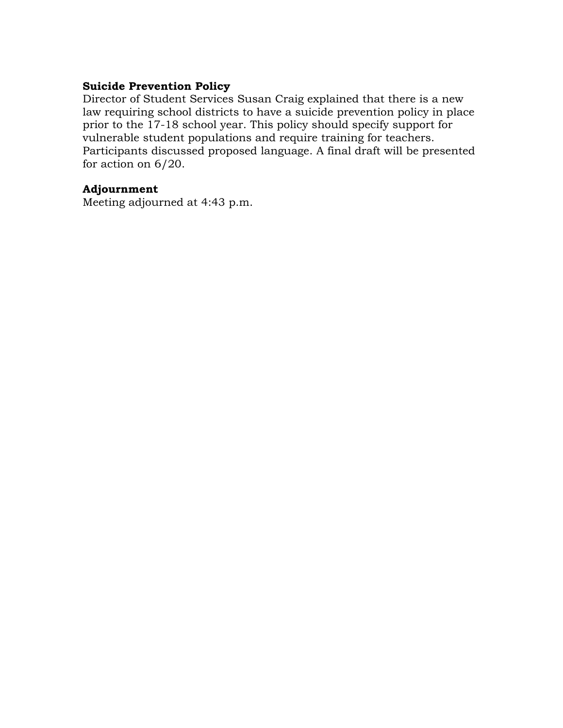**Suicide Prevention Policy**
Director of Student Services Susan Craig explained that there is a new law requiring school districts to have a suicide prevention policy in place prior to the 17-18 school year. This policy should specify support for vulnerable student populations and require training for teachers. Participants discussed proposed language. A final draft will be presented for action on 6/20.

**Adjournment**
Meeting adjourned at 4:43 p.m.